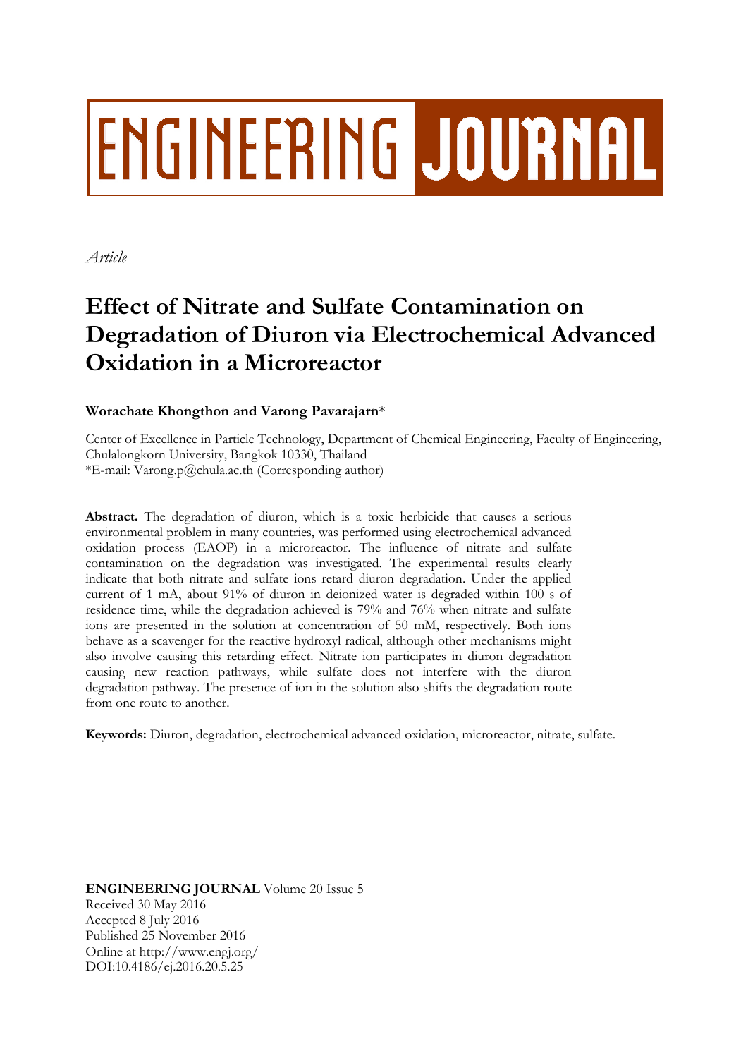# ENGINEERING JOURNAL

*Article*

# Effect of Nitrate and Sulfate Contamination on Degradation of Diuron via Electrochemical Advanced Oxidation in a Microreactor

**Worachate Khongthon and Varong Pavarajarn***

Center of Excellence in Particle Technology, Department of Chemical Engineering, Faculty of Engineering, Chulalongkorn University, Bangkok 10330, Thailand
*E-mail: Varong.p@chula.ac.th (Corresponding author)

**Abstract.** The degradation of diuron, which is a toxic herbicide that causes a serious environmental problem in many countries, was performed using electrochemical advanced oxidation process (EAOP) in a microreactor. The influence of nitrate and sulfate contamination on the degradation was investigated. The experimental results clearly indicate that both nitrate and sulfate ions retard diuron degradation. Under the applied current of 1 mA, about 91% of diuron in deionized water is degraded within 100 s of residence time, while the degradation achieved is 79% and 76% when nitrate and sulfate ions are presented in the solution at concentration of 50 mM, respectively. Both ions behave as a scavenger for the reactive hydroxyl radical, although other mechanisms might also involve causing this retarding effect. Nitrate ion participates in diuron degradation causing new reaction pathways, while sulfate does not interfere with the diuron degradation pathway. The presence of ion in the solution also shifts the degradation route from one route to another.

**Keywords:** Diuron, degradation, electrochemical advanced oxidation, microreactor, nitrate, sulfate.

**ENGINEERING JOURNAL** Volume 20 Issue 5
Received 30 May 2016
Accepted 8 July 2016
Published 25 November 2016
Online at http://www.engj.org/
DOI:10.4186/ej.2016.20.5.25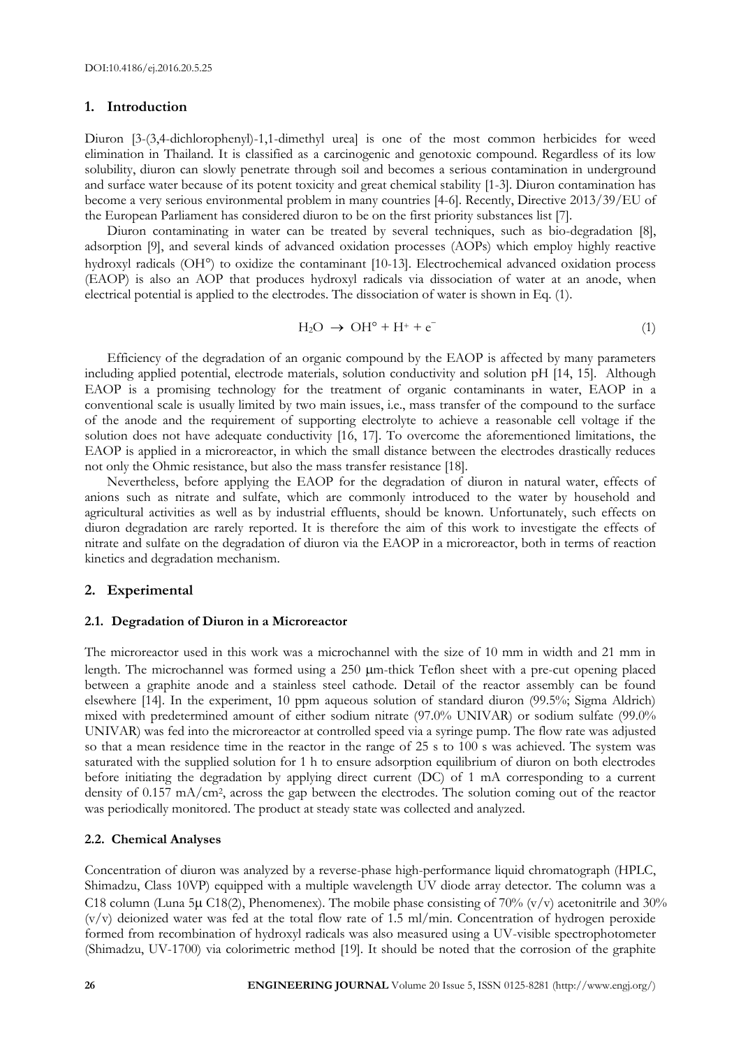DOI:10.4186/ej.2016.20.5.25

## 1. Introduction

Diuron [3-(3,4-dichlorophenyl)-1,1-dimethyl urea] is one of the most common herbicides for weed elimination in Thailand. It is classified as a carcinogenic and genotoxic compound. Regardless of its low solubility, diuron can slowly penetrate through soil and becomes a serious contamination in underground and surface water because of its potent toxicity and great chemical stability [1-3]. Diuron contamination has become a very serious environmental problem in many countries [4-6]. Recently, Directive 2013/39/EU of the European Parliament has considered diuron to be on the first priority substances list [7].

Diuron contaminating in water can be treated by several techniques, such as bio-degradation [8], adsorption [9], and several kinds of advanced oxidation processes (AOPs) which employ highly reactive hydroxyl radicals ($OH^{\circ}$) to oxidize the contaminant [10-13]. Electrochemical advanced oxidation process (EAOP) is also an AOP that produces hydroxyl radicals via dissociation of water at an anode, when electrical potential is applied to the electrodes. The dissociation of water is shown in Eq. (1).

$$H_2O \rightarrow OH^{\circ} + H^{+} + e^{-} \tag{1}$$

Efficiency of the degradation of an organic compound by the EAOP is affected by many parameters including applied potential, electrode materials, solution conductivity and solution pH [14, 15]. Although EAOP is a promising technology for the treatment of organic contaminants in water, EAOP in a conventional scale is usually limited by two main issues, i.e., mass transfer of the compound to the surface of the anode and the requirement of supporting electrolyte to achieve a reasonable cell voltage if the solution does not have adequate conductivity [16, 17]. To overcome the aforementioned limitations, the EAOP is applied in a microreactor, in which the small distance between the electrodes drastically reduces not only the Ohmic resistance, but also the mass transfer resistance [18].

Nevertheless, before applying the EAOP for the degradation of diuron in natural water, effects of anions such as nitrate and sulfate, which are commonly introduced to the water by household and agricultural activities as well as by industrial effluents, should be known. Unfortunately, such effects on diuron degradation are rarely reported. It is therefore the aim of this work to investigate the effects of nitrate and sulfate on the degradation of diuron via the EAOP in a microreactor, both in terms of reaction kinetics and degradation mechanism.

## 2. Experimental

### 2.1. Degradation of Diuron in a Microreactor

The microreactor used in this work was a microchannel with the size of 10 mm in width and 21 mm in length. The microchannel was formed using a 250 μm-thick Teflon sheet with a pre-cut opening placed between a graphite anode and a stainless steel cathode. Detail of the reactor assembly can be found elsewhere [14]. In the experiment, 10 ppm aqueous solution of standard diuron (99.5%; Sigma Aldrich) mixed with predetermined amount of either sodium nitrate (97.0% UNIVAR) or sodium sulfate (99.0% UNIVAR) was fed into the microreactor at controlled speed via a syringe pump. The flow rate was adjusted so that a mean residence time in the reactor in the range of 25 s to 100 s was achieved. The system was saturated with the supplied solution for 1 h to ensure adsorption equilibrium of diuron on both electrodes before initiating the degradation by applying direct current (DC) of 1 mA corresponding to a current density of 0.157 $mA/cm^2$, across the gap between the electrodes. The solution coming out of the reactor was periodically monitored. The product at steady state was collected and analyzed.

### 2.2. Chemical Analyses

Concentration of diuron was analyzed by a reverse-phase high-performance liquid chromatograph (HPLC, Shimadzu, Class 10VP) equipped with a multiple wavelength UV diode array detector. The column was a C18 column (Luna 5μ C18(2), Phenomenex). The mobile phase consisting of 70% (v/v) acetonitrile and 30% (v/v) deionized water was fed at the total flow rate of 1.5 ml/min. Concentration of hydrogen peroxide formed from recombination of hydroxyl radicals was also measured using a UV-visible spectrophotometer (Shimadzu, UV-1700) via colorimetric method [19]. It should be noted that the corrosion of the graphite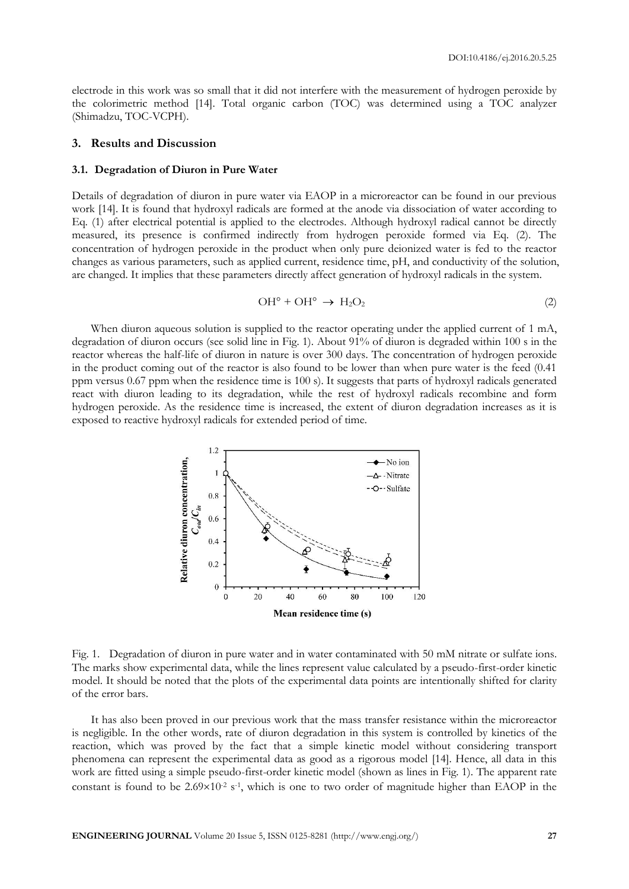electrode in this work was so small that it did not interfere with the measurement of hydrogen peroxide by the colorimetric method [14]. Total organic carbon (TOC) was determined using a TOC analyzer (Shimadzu, TOC-VCPH).

## 3. Results and Discussion

### 3.1. Degradation of Diuron in Pure Water

Details of degradation of diuron in pure water via EAOP in a microreactor can be found in our previous work [14]. It is found that hydroxyl radicals are formed at the anode via dissociation of water according to Eq. (1) after electrical potential is applied to the electrodes. Although hydroxyl radical cannot be directly measured, its presence is confirmed indirectly from hydrogen peroxide formed via Eq. (2). The concentration of hydrogen peroxide in the product when only pure deionized water is fed to the reactor changes as various parameters, such as applied current, residence time, pH, and conductivity of the solution, are changed. It implies that these parameters directly affect generation of hydroxyl radicals in the system.

$$OH^{\circ} + OH^{\circ} \rightarrow H_2O_2 \tag{2}$$

When diuron aqueous solution is supplied to the reactor operating under the applied current of 1 mA, degradation of diuron occurs (see solid line in Fig. 1). About 91% of diuron is degraded within 100 s in the reactor whereas the half-life of diuron in nature is over 300 days. The concentration of hydrogen peroxide in the product coming out of the reactor is also found to be lower than when pure water is the feed (0.41 ppm versus 0.67 ppm when the residence time is 100 s). It suggests that parts of hydroxyl radicals generated react with diuron leading to its degradation, while the rest of hydroxyl radicals recombine and form hydrogen peroxide. As the residence time is increased, the extent of diuron degradation increases as it is exposed to reactive hydroxyl radicals for extended period of time.

Fig. 1. Degradation of diuron in pure water and in water contaminated with 50 mM nitrate or sulfate ions. The marks show experimental data, while the lines represent value calculated by a pseudo-first-order kinetic model. It should be noted that the plots of the experimental data points are intentionally shifted for clarity of the error bars.

It has also been proved in our previous work that the mass transfer resistance within the microreactor is negligible. In the other words, rate of diuron degradation in this system is controlled by kinetics of the reaction, which was proved by the fact that a simple kinetic model without considering transport phenomena can represent the experimental data as good as a rigorous model [14]. Hence, all data in this work are fitted using a simple pseudo-first-order kinetic model (shown as lines in Fig. 1). The apparent rate constant is found to be $2.69 \times 10^{-2}$ $s^{-1}$, which is one to two order of magnitude higher than EAOP in the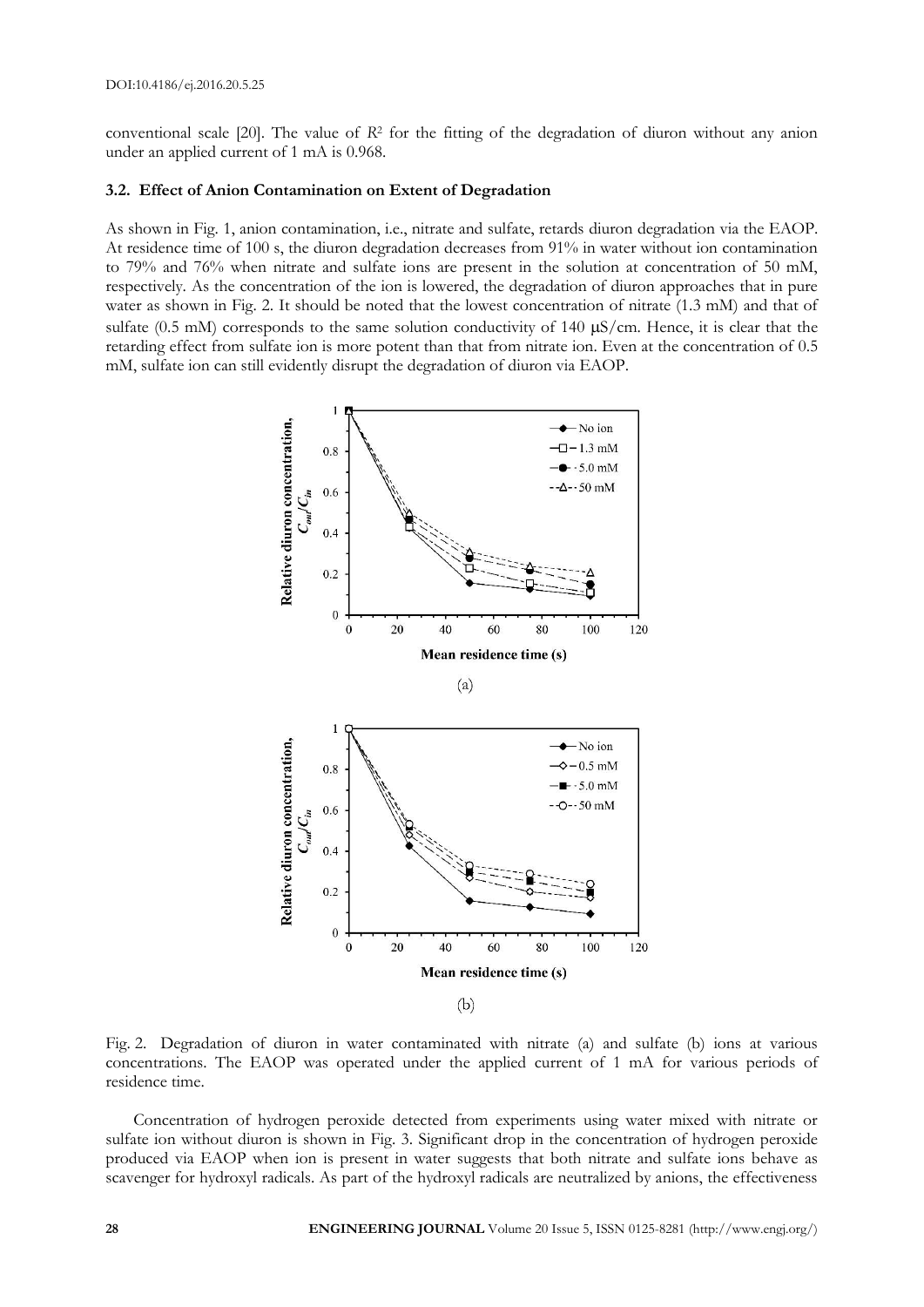conventional scale [20]. The value of $R^2$ for the fitting of the degradation of diuron without any anion under an applied current of 1 mA is 0.968.

### 3.2. Effect of Anion Contamination on Extent of Degradation

As shown in Fig. 1, anion contamination, i.e., nitrate and sulfate, retards diuron degradation via the EAOP. At residence time of 100 s, the diuron degradation decreases from 91% in water without ion contamination to 79% and 76% when nitrate and sulfate ions are present in the solution at concentration of 50 mM, respectively. As the concentration of the ion is lowered, the degradation of diuron approaches that in pure water as shown in Fig. 2. It should be noted that the lowest concentration of nitrate (1.3 mM) and that of sulfate (0.5 mM) corresponds to the same solution conductivity of 140 μS/cm. Hence, it is clear that the retarding effect from sulfate ion is more potent than that from nitrate ion. Even at the concentration of 0.5 mM, sulfate ion can still evidently disrupt the degradation of diuron via EAOP.

Fig. 2. Degradation of diuron in water contaminated with nitrate (a) and sulfate (b) ions at various concentrations. The EAOP was operated under the applied current of 1 mA for various periods of residence time.

Concentration of hydrogen peroxide detected from experiments using water mixed with nitrate or sulfate ion without diuron is shown in Fig. 3. Significant drop in the concentration of hydrogen peroxide produced via EAOP when ion is present in water suggests that both nitrate and sulfate ions behave as scavenger for hydroxyl radicals. As part of the hydroxyl radicals are neutralized by anions, the effectiveness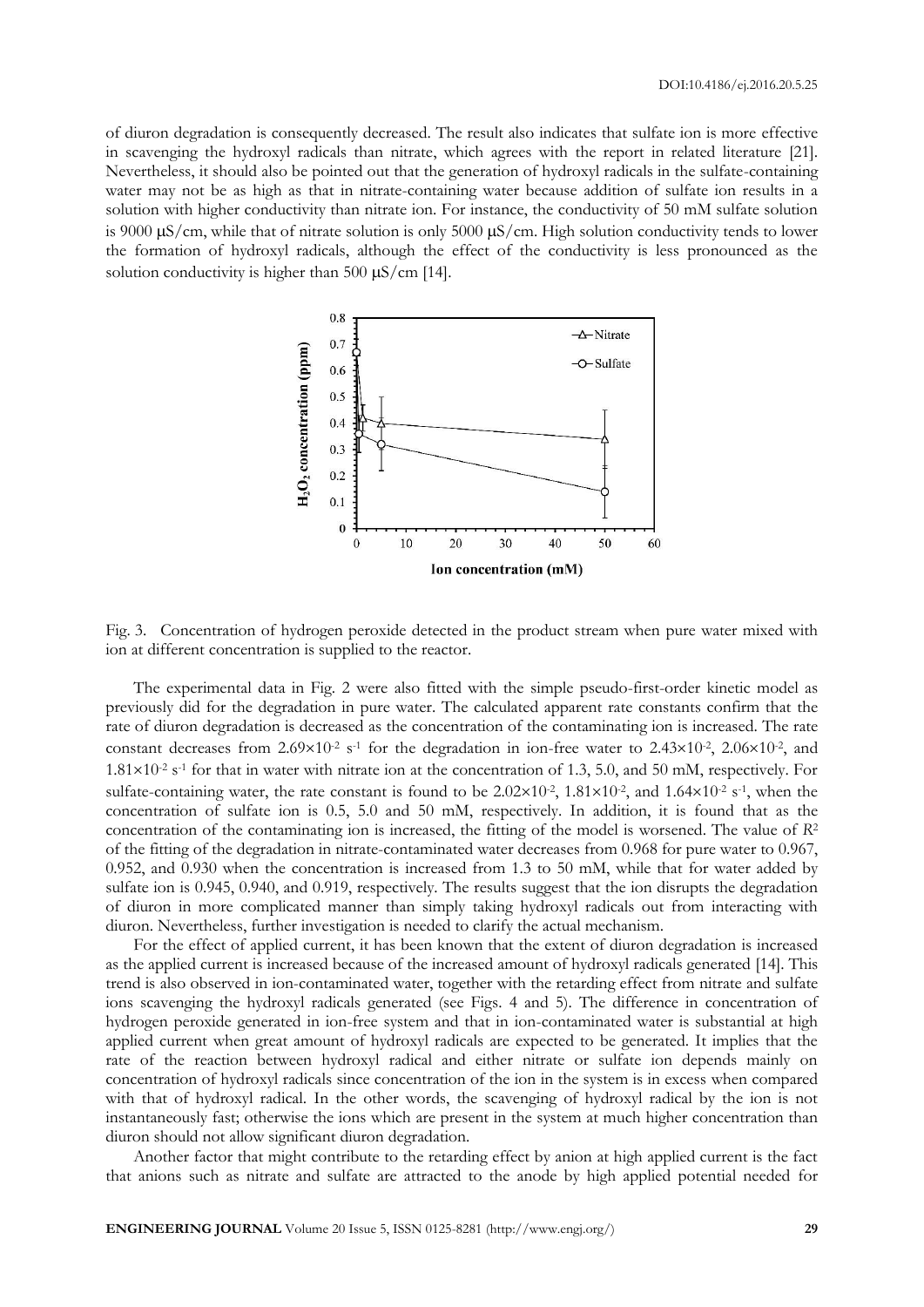of diuron degradation is consequently decreased. The result also indicates that sulfate ion is more effective in scavenging the hydroxyl radicals than nitrate, which agrees with the report in related literature [21]. Nevertheless, it should also be pointed out that the generation of hydroxyl radicals in the sulfate-containing water may not be as high as that in nitrate-containing water because addition of sulfate ion results in a solution with higher conductivity than nitrate ion. For instance, the conductivity of 50 mM sulfate solution is 9000 $\mu$S/cm, while that of nitrate solution is only 5000 $\mu$S/cm. High solution conductivity tends to lower the formation of hydroxyl radicals, although the effect of the conductivity is less pronounced as the solution conductivity is higher than 500 $\mu$S/cm [14].

Fig. 3. Concentration of hydrogen peroxide detected in the product stream when pure water mixed with ion at different concentration is supplied to the reactor.

The experimental data in Fig. 2 were also fitted with the simple pseudo-first-order kinetic model as previously did for the degradation in pure water. The calculated apparent rate constants confirm that the rate of diuron degradation is decreased as the concentration of the contaminating ion is increased. The rate constant decreases from $2.69\times10^{-2}$ $s^{-1}$ for the degradation in ion-free water to $2.43\times10^{-2}$, $2.06\times10^{-2}$, and $1.81\times10^{-2}$ $s^{-1}$ for that in water with nitrate ion at the concentration of 1.3, 5.0, and 50 mM, respectively. For sulfate-containing water, the rate constant is found to be $2.02\times10^{-2}$, $1.81\times10^{-2}$, and $1.64\times10^{-2}$ $s^{-1}$, when the concentration of sulfate ion is 0.5, 5.0 and 50 mM, respectively. In addition, it is found that as the concentration of the contaminating ion is increased, the fitting of the model is worsened. The value of $R^2$ of the fitting of the degradation in nitrate-contaminated water decreases from 0.968 for pure water to 0.967, 0.952, and 0.930 when the concentration is increased from 1.3 to 50 mM, while that for water added by sulfate ion is 0.945, 0.940, and 0.919, respectively. The results suggest that the ion disrupts the degradation of diuron in more complicated manner than simply taking hydroxyl radicals out from interacting with diuron. Nevertheless, further investigation is needed to clarify the actual mechanism.

For the effect of applied current, it has been known that the extent of diuron degradation is increased as the applied current is increased because of the increased amount of hydroxyl radicals generated [14]. This trend is also observed in ion-contaminated water, together with the retarding effect from nitrate and sulfate ions scavenging the hydroxyl radicals generated (see Figs. 4 and 5). The difference in concentration of hydrogen peroxide generated in ion-free system and that in ion-contaminated water is substantial at high applied current when great amount of hydroxyl radicals are expected to be generated. It implies that the rate of the reaction between hydroxyl radical and either nitrate or sulfate ion depends mainly on concentration of hydroxyl radicals since concentration of the ion in the system is in excess when compared with that of hydroxyl radical. In the other words, the scavenging of hydroxyl radical by the ion is not instantaneously fast; otherwise the ions which are present in the system at much higher concentration than diuron should not allow significant diuron degradation.

Another factor that might contribute to the retarding effect by anion at high applied current is the fact that anions such as nitrate and sulfate are attracted to the anode by high applied potential needed for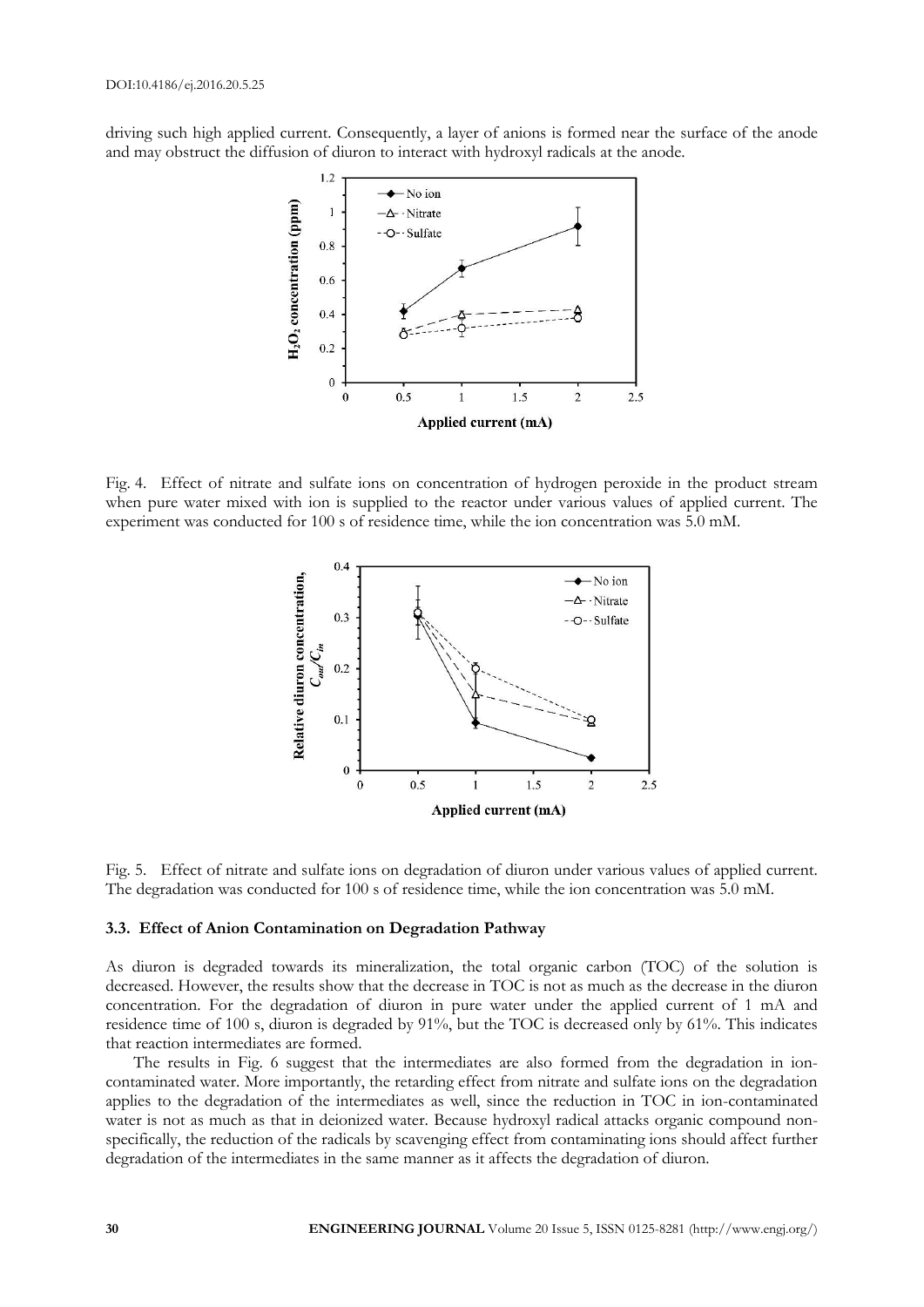driving such high applied current. Consequently, a layer of anions is formed near the surface of the anode and may obstruct the diffusion of diuron to interact with hydroxyl radicals at the anode.

Fig. 4. Effect of nitrate and sulfate ions on concentration of hydrogen peroxide in the product stream when pure water mixed with ion is supplied to the reactor under various values of applied current. The experiment was conducted for 100 s of residence time, while the ion concentration was 5.0 mM.

Fig. 5. Effect of nitrate and sulfate ions on degradation of diuron under various values of applied current. The degradation was conducted for 100 s of residence time, while the ion concentration was 5.0 mM.

### 3.3. Effect of Anion Contamination on Degradation Pathway

As diuron is degraded towards its mineralization, the total organic carbon (TOC) of the solution is decreased. However, the results show that the decrease in TOC is not as much as the decrease in the diuron concentration. For the degradation of diuron in pure water under the applied current of 1 mA and residence time of 100 s, diuron is degraded by 91%, but the TOC is decreased only by 61%. This indicates that reaction intermediates are formed.

The results in Fig. 6 suggest that the intermediates are also formed from the degradation in ion-contaminated water. More importantly, the retarding effect from nitrate and sulfate ions on the degradation applies to the degradation of the intermediates as well, since the reduction in TOC in ion-contaminated water is not as much as that in deionized water. Because hydroxyl radical attacks organic compound non-specifically, the reduction of the radicals by scavenging effect from contaminating ions should affect further degradation of the intermediates in the same manner as it affects the degradation of diuron.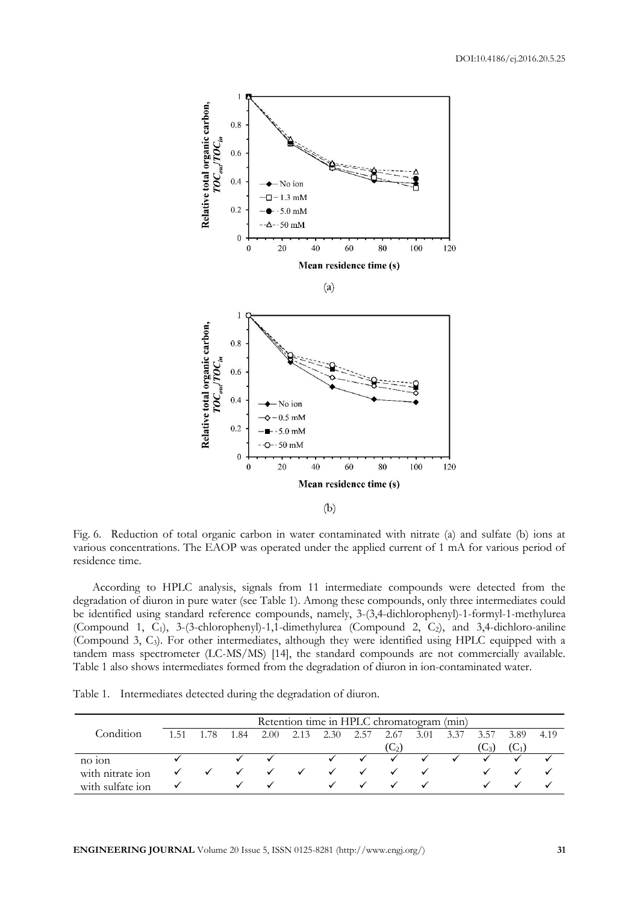Fig. 6. Reduction of total organic carbon in water contaminated with nitrate (a) and sulfate (b) ions at various concentrations. The EAOP was operated under the applied current of 1 mA for various period of residence time.

According to HPLC analysis, signals from 11 intermediate compounds were detected from the degradation of diuron in pure water (see Table 1). Among these compounds, only three intermediates could be identified using standard reference compounds, namely, 3-(3,4-dichlorophenyl)-1-formyl-1-methylurea (Compound 1, $C_1$), 3-(3-chlorophenyl)-1,1-dimethylurea (Compound 2, $C_2$), and 3,4-dichloro-aniline (Compound 3, $C_3$). For other intermediates, although they were identified using HPLC equipped with a tandem mass spectrometer (LC-MS/MS) [14], the standard compounds are not commercially available. Table 1 also shows intermediates formed from the degradation of diuron in ion-contaminated water.

Table 1. Intermediates detected during the degradation of diuron.

| Condition | Retention time in HPLC chromatogram (min) | | | | | | | | | | | | |
|---|---|---|---|---|---|---|---|---|---|---|---|---|---|
| | 1.51 | 1.78 | 1.84 | 2.00 | 2.13 | 2.30 | 2.57 | 2.67 ($C_2$) | 3.01 | 3.37 | 3.57 ($C_3$) | 3.89 ($C_1$) | 4.19 |
| no ion | ✓ | | ✓ | ✓ | | ✓ | ✓ | ✓ | ✓ | ✓ | ✓ | ✓ | ✓ |
| with nitrate ion | ✓ | ✓ | ✓ | ✓ | ✓ | ✓ | ✓ | ✓ | ✓ | | ✓ | ✓ | ✓ |
| with sulfate ion | ✓ | | ✓ | ✓ | | ✓ | ✓ | ✓ | ✓ | | ✓ | ✓ | ✓ |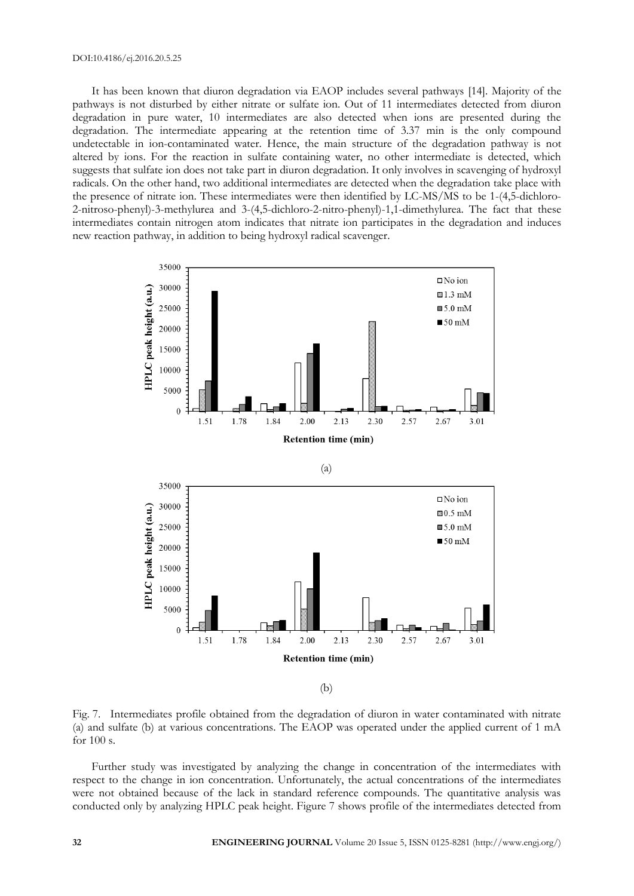It has been known that diuron degradation via EAOP includes several pathways [14]. Majority of the pathways is not disturbed by either nitrate or sulfate ion. Out of 11 intermediates detected from diuron degradation in pure water, 10 intermediates are also detected when ions are presented during the degradation. The intermediate appearing at the retention time of 3.37 min is the only compound undetectable in ion-contaminated water. Hence, the main structure of the degradation pathway is not altered by ions. For the reaction in sulfate containing water, no other intermediate is detected, which suggests that sulfate ion does not take part in diuron degradation. It only involves in scavenging of hydroxyl radicals. On the other hand, two additional intermediates are detected when the degradation take place with the presence of nitrate ion. These intermediates were then identified by LC-MS/MS to be 1-(4,5-dichloro-2-nitroso-phenyl)-3-methylurea and 3-(4,5-dichloro-2-nitro-phenyl)-1,1-dimethylurea. The fact that these intermediates contain nitrogen atom indicates that nitrate ion participates in the degradation and induces new reaction pathway, in addition to being hydroxyl radical scavenger.

(a)

(b)

Fig. 7. Intermediates profile obtained from the degradation of diuron in water contaminated with nitrate (a) and sulfate (b) at various concentrations. The EAOP was operated under the applied current of 1 mA for 100 s.

Further study was investigated by analyzing the change in concentration of the intermediates with respect to the change in ion concentration. Unfortunately, the actual concentrations of the intermediates were not obtained because of the lack in standard reference compounds. The quantitative analysis was conducted only by analyzing HPLC peak height. Figure 7 shows profile of the intermediates detected from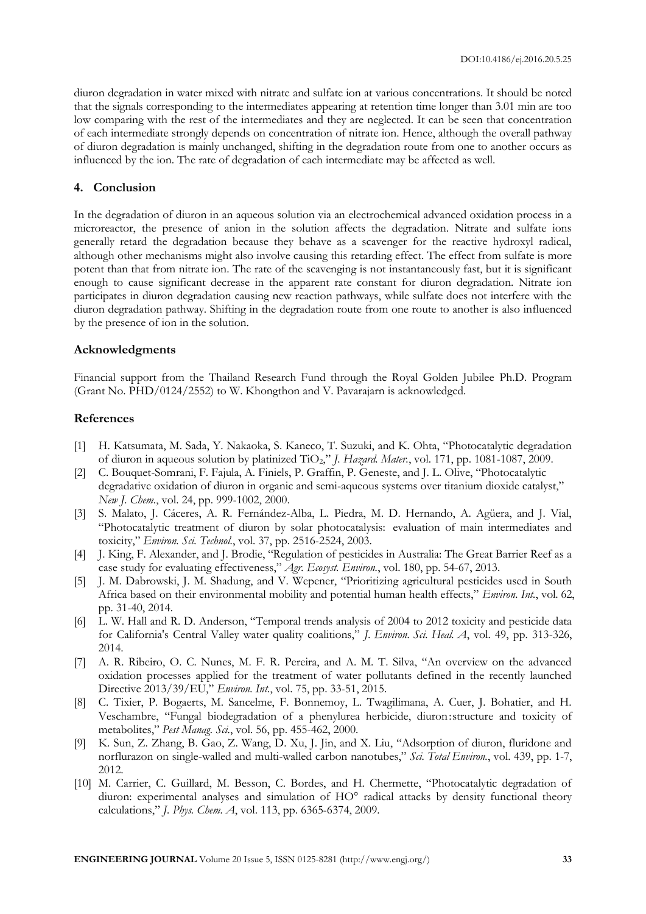diuron degradation in water mixed with nitrate and sulfate ion at various concentrations. It should be noted that the signals corresponding to the intermediates appearing at retention time longer than 3.01 min are too low comparing with the rest of the intermediates and they are neglected. It can be seen that concentration of each intermediate strongly depends on concentration of nitrate ion. Hence, although the overall pathway of diuron degradation is mainly unchanged, shifting in the degradation route from one to another occurs as influenced by the ion. The rate of degradation of each intermediate may be affected as well.

## 4. Conclusion

In the degradation of diuron in an aqueous solution via an electrochemical advanced oxidation process in a microreactor, the presence of anion in the solution affects the degradation. Nitrate and sulfate ions generally retard the degradation because they behave as a scavenger for the reactive hydroxyl radical, although other mechanisms might also involve causing this retarding effect. The effect from sulfate is more potent than that from nitrate ion. The rate of the scavenging is not instantaneously fast, but it is significant enough to cause significant decrease in the apparent rate constant for diuron degradation. Nitrate ion participates in diuron degradation causing new reaction pathways, while sulfate does not interfere with the diuron degradation pathway. Shifting in the degradation route from one route to another is also influenced by the presence of ion in the solution.

## Acknowledgments

Financial support from the Thailand Research Fund through the Royal Golden Jubilee Ph.D. Program (Grant No. PHD/0124/2552) to W. Khongthon and V. Pavarajarn is acknowledged.

## References

[1] H. Katsumata, M. Sada, Y. Nakaoka, S. Kaneco, T. Suzuki, and K. Ohta, "Photocatalytic degradation of diuron in aqueous solution by platinized $TiO_2$," *J. Hazard. Mater.*, vol. 171, pp. 1081-1087, 2009.

[2] C. Bouquet-Somrani, F. Fajula, A. Finiels, P. Graffin, P. Geneste, and J. L. Olive, "Photocatalytic degradative oxidation of diuron in organic and semi-aqueous systems over titanium dioxide catalyst," *New J. Chem.*, vol. 24, pp. 999-1002, 2000.

[3] S. Malato, J. Cáceres, A. R. Fernández-Alba, L. Piedra, M. D. Hernando, A. Agüera, and J. Vial, "Photocatalytic treatment of diuron by solar photocatalysis: evaluation of main intermediates and toxicity," *Environ. Sci. Technol.*, vol. 37, pp. 2516-2524, 2003.

[4] J. King, F. Alexander, and J. Brodie, "Regulation of pesticides in Australia: The Great Barrier Reef as a case study for evaluating effectiveness," *Agr. Ecosyst. Environ.*, vol. 180, pp. 54-67, 2013.

[5] J. M. Dabrowski, J. M. Shadung, and V. Wepener, "Prioritizing agricultural pesticides used in South Africa based on their environmental mobility and potential human health effects," *Environ. Int.*, vol. 62, pp. 31-40, 2014.

[6] L. W. Hall and R. D. Anderson, "Temporal trends analysis of 2004 to 2012 toxicity and pesticide data for California's Central Valley water quality coalitions," *J. Environ. Sci. Heal. A*, vol. 49, pp. 313-326, 2014.

[7] A. R. Ribeiro, O. C. Nunes, M. F. R. Pereira, and A. M. T. Silva, "An overview on the advanced oxidation processes applied for the treatment of water pollutants defined in the recently launched Directive 2013/39/EU," *Environ. Int.*, vol. 75, pp. 33-51, 2015.

[8] C. Tixier, P. Bogaerts, M. Sancelme, F. Bonnemoy, L. Twagilimana, A. Cuer, J. Bohatier, and H. Veschambre, "Fungal biodegradation of a phenylurea herbicide, diuron: structure and toxicity of metabolites," *Pest Manag. Sci.*, vol. 56, pp. 455-462, 2000.

[9] K. Sun, Z. Zhang, B. Gao, Z. Wang, D. Xu, J. Jin, and X. Liu, "Adsorption of diuron, fluridone and norflurazon on single-walled and multi-walled carbon nanotubes," *Sci. Total Environ.*, vol. 439, pp. 1-7, 2012.

[10] M. Carrier, C. Guillard, M. Besson, C. Bordes, and H. Chermette, "Photocatalytic degradation of diuron: experimental analyses and simulation of HO° radical attacks by density functional theory calculations," *J. Phys. Chem. A*, vol. 113, pp. 6365-6374, 2009.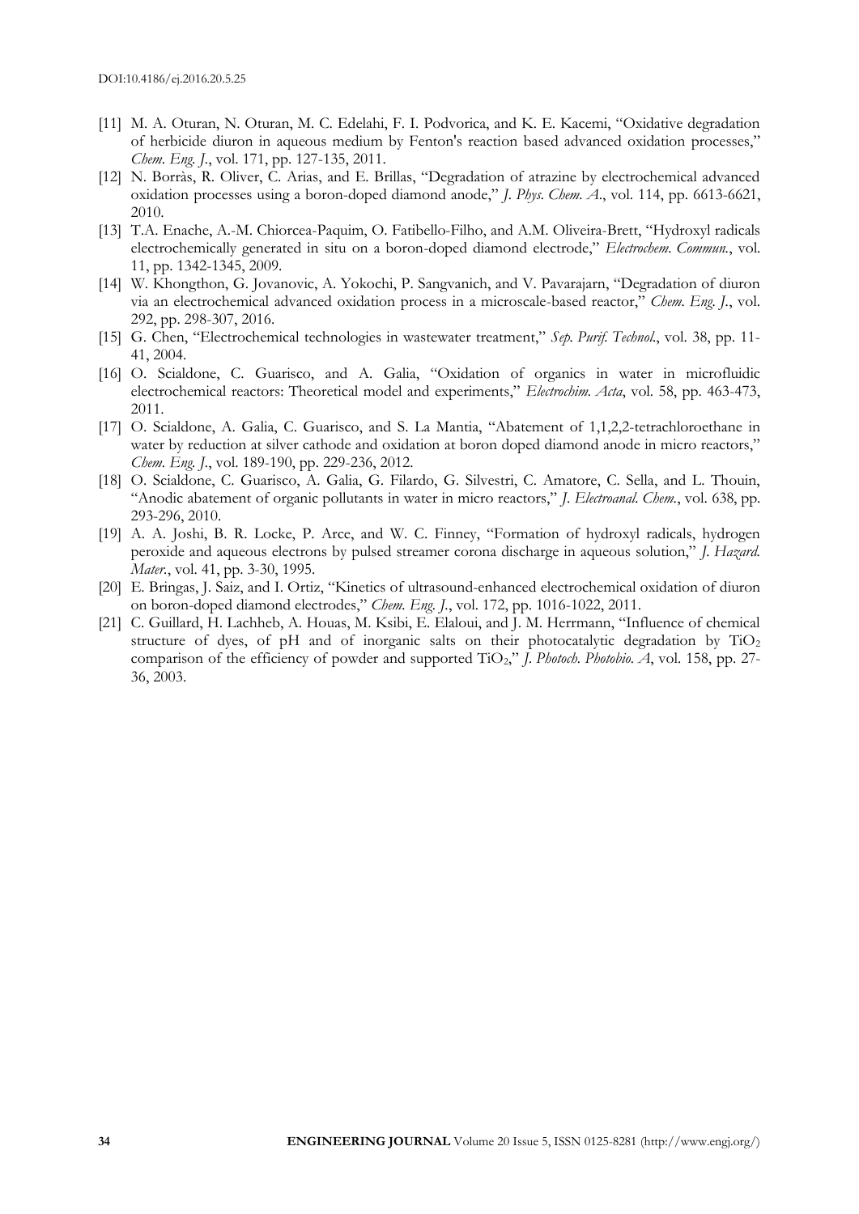[11] M. A. Oturan, N. Oturan, M. C. Edelahi, F. I. Podvorica, and K. E. Kacemi, "Oxidative degradation of herbicide diuron in aqueous medium by Fenton's reaction based advanced oxidation processes," *Chem. Eng. J.*, vol. 171, pp. 127-135, 2011.

[12] N. Borràs, R. Oliver, C. Arias, and E. Brillas, "Degradation of atrazine by electrochemical advanced oxidation processes using a boron-doped diamond anode," *J. Phys. Chem. A.*, vol. 114, pp. 6613-6621, 2010.

[13] T.A. Enache, A.-M. Chiorcea-Paquim, O. Fatibello-Filho, and A.M. Oliveira-Brett, "Hydroxyl radicals electrochemically generated in situ on a boron-doped diamond electrode," *Electrochem. Commun.*, vol. 11, pp. 1342-1345, 2009.

[14] W. Khongthon, G. Jovanovic, A. Yokochi, P. Sangvanich, and V. Pavarajarn, "Degradation of diuron via an electrochemical advanced oxidation process in a microscale-based reactor," *Chem. Eng. J.*, vol. 292, pp. 298-307, 2016.

[15] G. Chen, "Electrochemical technologies in wastewater treatment," *Sep. Purif. Technol.*, vol. 38, pp. 11-41, 2004.

[16] O. Scialdone, C. Guarisco, and A. Galia, "Oxidation of organics in water in microfluidic electrochemical reactors: Theoretical model and experiments," *Electrochim. Acta*, vol. 58, pp. 463-473, 2011.

[17] O. Scialdone, A. Galia, C. Guarisco, and S. La Mantia, "Abatement of 1,1,2,2-tetrachloroethane in water by reduction at silver cathode and oxidation at boron doped diamond anode in micro reactors," *Chem. Eng. J.*, vol. 189-190, pp. 229-236, 2012.

[18] O. Scialdone, C. Guarisco, A. Galia, G. Filardo, G. Silvestri, C. Amatore, C. Sella, and L. Thouin, "Anodic abatement of organic pollutants in water in micro reactors," *J. Electroanal. Chem.*, vol. 638, pp. 293-296, 2010.

[19] A. A. Joshi, B. R. Locke, P. Arce, and W. C. Finney, "Formation of hydroxyl radicals, hydrogen peroxide and aqueous electrons by pulsed streamer corona discharge in aqueous solution," *J. Hazard. Mater.*, vol. 41, pp. 3-30, 1995.

[20] E. Bringas, J. Saiz, and I. Ortiz, "Kinetics of ultrasound-enhanced electrochemical oxidation of diuron on boron-doped diamond electrodes," *Chem. Eng. J.*, vol. 172, pp. 1016-1022, 2011.

[21] C. Guillard, H. Lachheb, A. Houas, M. Ksibi, E. Elaloui, and J. M. Herrmann, "Influence of chemical structure of dyes, of pH and of inorganic salts on their photocatalytic degradation by $TiO_2$ comparison of the efficiency of powder and supported $TiO_2$," *J. Photoch. Photobio. A*, vol. 158, pp. 27-36, 2003.